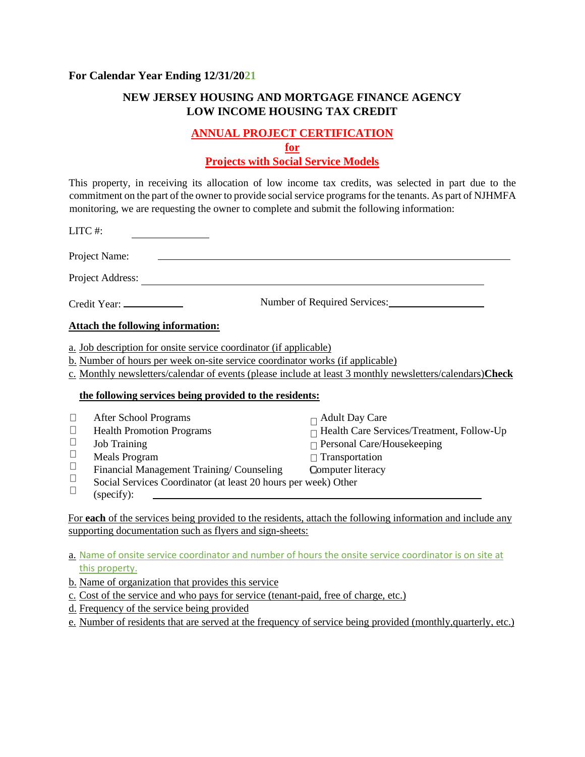**For Calendar Year Ending 12/31/2021**

**NEW JERSEY HOUSING AND MORTGAGE FINANCE AGENCY**
**LOW INCOME HOUSING TAX CREDIT**

**ANNUAL PROJECT CERTIFICATION**
**for**
**Projects with Social Service Models**

This property, in receiving its allocation of low income tax credits, was selected in part due to the commitment on the part of the owner to provide social service programs for the tenants. As part of NJHMFA monitoring, we are requesting the owner to complete and submit the following information:

LITC #: ______________

Project Name: ____________________________________________________________

Project Address: __________________________________________________________

Credit Year: ___________ Number of Required Services: ________________

**Attach the following information:**

a. Job description for onsite service coordinator (if applicable)
b. Number of hours per week on-site service coordinator works (if applicable)
c. Monthly newsletters/calendar of events (please include at least 3 monthly newsletters/calendars)

**Check the following services being provided to the residents:**

- ☐ After School Programs
- ☐ Health Promotion Programs
- ☐ Job Training
- ☐ Meals Program
- ☐ Financial Management Training/ Counseling
- ☐ Social Services Coordinator (at least 20 hours per week)
- ☐ Adult Day Care
- ☐ Health Care Services/Treatment, Follow-Up
- ☐ Personal Care/Housekeeping
- ☐ Transportation
- ☐ Computer literacy
- ☐ Other (specify): ____________________________________________

For **each** of the services being provided to the residents, attach the following information and include any supporting documentation such as flyers and sign-sheets:

a. Name of onsite service coordinator and number of hours the onsite service coordinator is on site at this property.
b. Name of organization that provides this service
c. Cost of the service and who pays for service (tenant-paid, free of charge, etc.)
d. Frequency of the service being provided
e. Number of residents that are served at the frequency of service being provided (monthly,quarterly, etc.)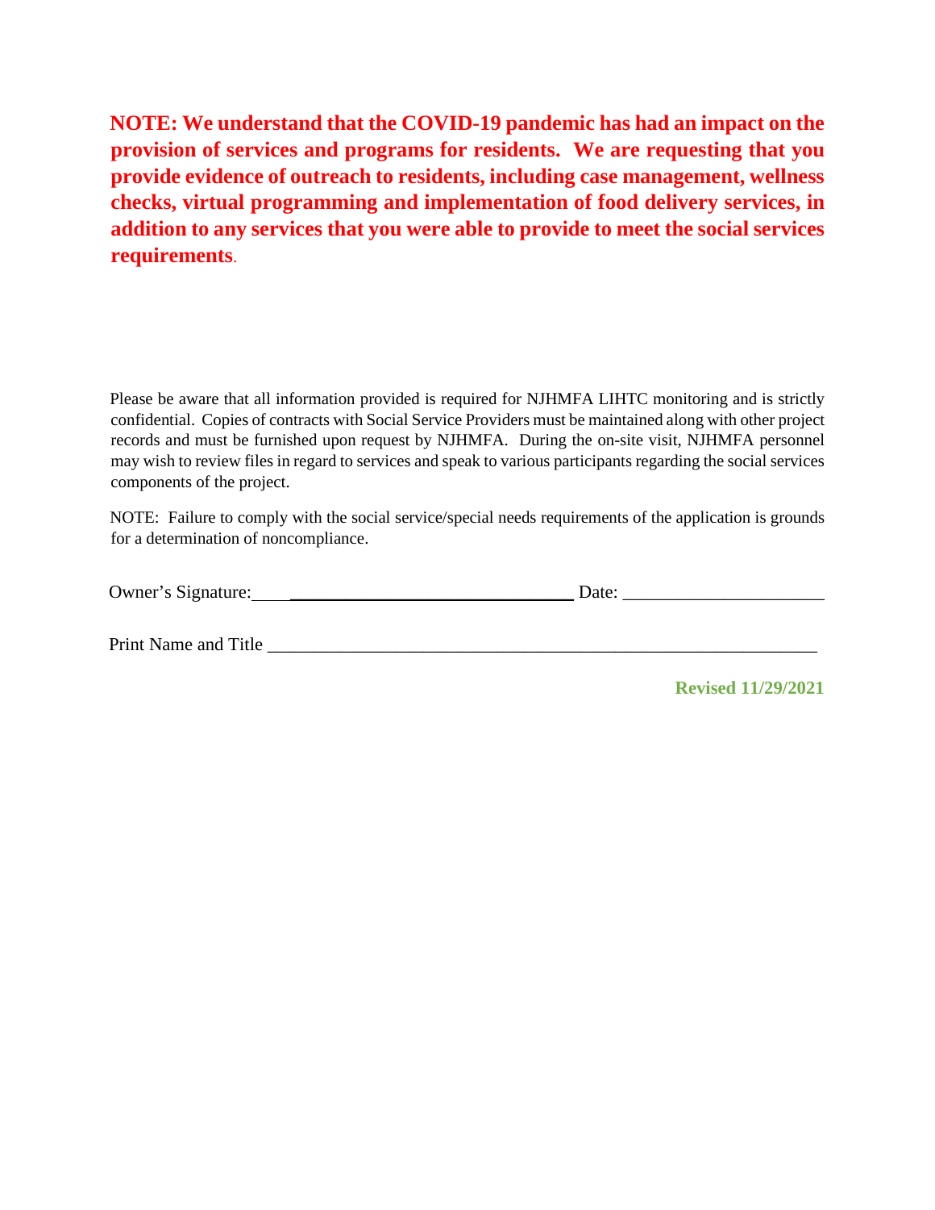**NOTE: We understand that the COVID-19 pandemic has had an impact on the provision of services and programs for residents. We are requesting that you provide evidence of outreach to residents, including case management, wellness checks, virtual programming and implementation of food delivery services, in addition to any services that you were able to provide to meet the social services requirements**.

Please be aware that all information provided is required for NJHMFA LIHTC monitoring and is strictly confidential. Copies of contracts with Social Service Providers must be maintained along with other project records and must be furnished upon request by NJHMFA. During the on-site visit, NJHMFA personnel may wish to review files in regard to services and speak to various participants regarding the social services components of the project.

NOTE: Failure to comply with the social service/special needs requirements of the application is grounds for a determination of noncompliance.

Owner's Signature:\_\_\_\_\_\_\_\_\_\_\_\_\_\_\_\_\_\_\_\_\_\_\_\_\_\_\_\_\_\_\_\_\_\_ Date: \_\_\_\_\_\_\_\_\_\_\_\_\_\_\_\_\_\_\_\_\_\_

Print Name and Title \_\_\_\_\_\_\_\_\_\_\_\_\_\_\_\_\_\_\_\_\_\_\_\_\_\_\_\_\_\_\_\_\_\_\_\_\_\_\_\_\_\_\_\_\_\_\_\_\_\_\_\_\_\_\_\_\_\_\_\_\_\_

**Revised 11/29/2021**